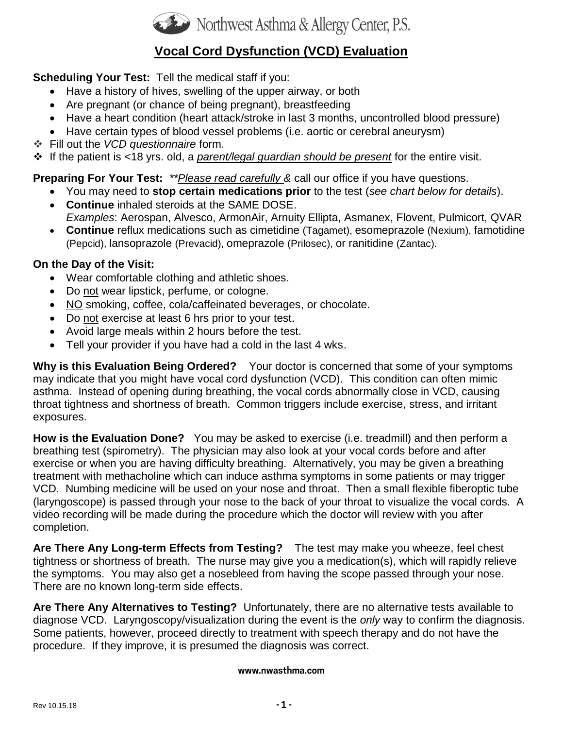Northwest Asthma & Allergy Center, P.S.

# Vocal Cord Dysfunction (VCD) Evaluation

**Scheduling Your Test:** Tell the medical staff if you:

- Have a history of hives, swelling of the upper airway, or both
- Are pregnant (or chance of being pregnant), breastfeeding
- Have a heart condition (heart attack/stroke in last 3 months, uncontrolled blood pressure)
- Have certain types of blood vessel problems (i.e. aortic or cerebral aneurysm)

- Fill out the *VCD questionnaire* form.
- If the patient is <18 yrs. old, a *parent/legal guardian should be present* for the entire visit.

**Preparing For Your Test:** ***Please read carefully &* call our office if you have questions.

- You may need to **stop certain medications prior** to the test (*see chart below for details*).
- **Continue** inhaled steroids at the SAME DOSE.
  *Examples*: Aerospan, Alvesco, ArmonAir, Arnuity Ellipta, Asmanex, Flovent, Pulmicort, QVAR
- **Continue** reflux medications such as cimetidine (Tagamet), esomeprazole (Nexium), famotidine (Pepcid), lansoprazole (Prevacid), omeprazole (Prilosec), or ranitidine (Zantac).

**On the Day of the Visit:**

- Wear comfortable clothing and athletic shoes.
- Do not wear lipstick, perfume, or cologne.
- NO smoking, coffee, cola/caffeinated beverages, or chocolate.
- Do not exercise at least 6 hrs prior to your test.
- Avoid large meals within 2 hours before the test.
- Tell your provider if you have had a cold in the last 4 wks.

**Why is this Evaluation Being Ordered?** Your doctor is concerned that some of your symptoms may indicate that you might have vocal cord dysfunction (VCD). This condition can often mimic asthma. Instead of opening during breathing, the vocal cords abnormally close in VCD, causing throat tightness and shortness of breath. Common triggers include exercise, stress, and irritant exposures.

**How is the Evaluation Done?** You may be asked to exercise (i.e. treadmill) and then perform a breathing test (spirometry). The physician may also look at your vocal cords before and after exercise or when you are having difficulty breathing. Alternatively, you may be given a breathing treatment with methacholine which can induce asthma symptoms in some patients or may trigger VCD. Numbing medicine will be used on your nose and throat. Then a small flexible fiberoptic tube (laryngoscope) is passed through your nose to the back of your throat to visualize the vocal cords. A video recording will be made during the procedure which the doctor will review with you after completion.

**Are There Any Long-term Effects from Testing?** The test may make you wheeze, feel chest tightness or shortness of breath. The nurse may give you a medication(s), which will rapidly relieve the symptoms. You may also get a nosebleed from having the scope passed through your nose. There are no known long-term side effects.

**Are There Any Alternatives to Testing?** Unfortunately, there are no alternative tests available to diagnose VCD. Laryngoscopy/visualization during the event is the *only* way to confirm the diagnosis. Some patients, however, proceed directly to treatment with speech therapy and do not have the procedure. If they improve, it is presumed the diagnosis was correct.

**www.nwasthma.com**

Rev 10.15.18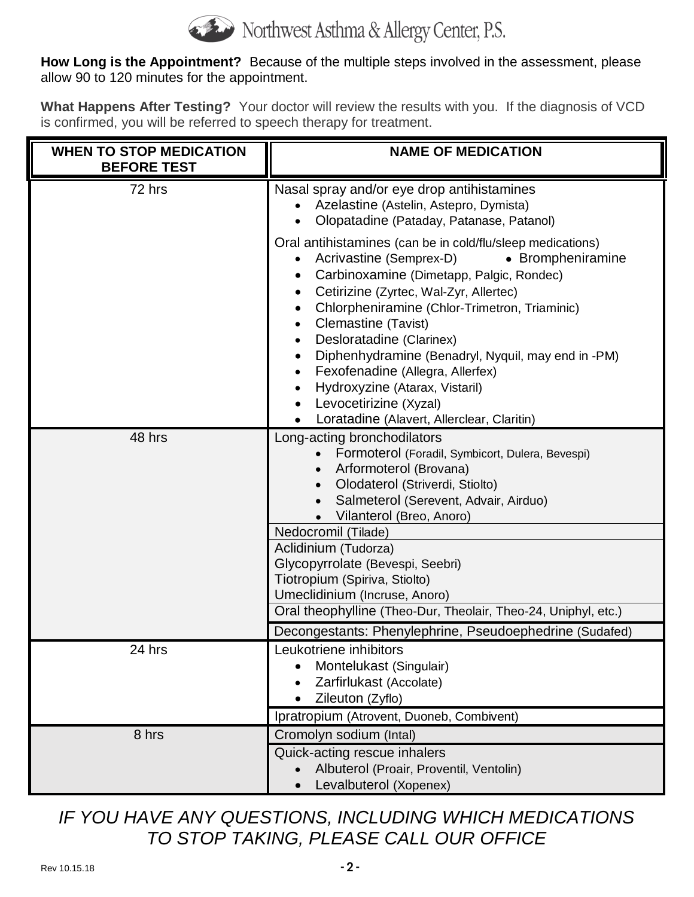Northwest Asthma & Allergy Center, P.S.

**How Long is the Appointment?** Because of the multiple steps involved in the assessment, please allow 90 to 120 minutes for the appointment.

**What Happens After Testing?** Your doctor will review the results with you. If the diagnosis of VCD is confirmed, you will be referred to speech therapy for treatment.

| WHEN TO STOP MEDICATION BEFORE TEST | NAME OF MEDICATION |
|---|---|
| 72 hrs | Nasal spray and/or eye drop antihistamines<br>• Azelastine (Astelin, Astepro, Dymista)<br>• Olopatadine (Pataday, Patanase, Patanol)<br><br>Oral antihistamines (can be in cold/flu/sleep medications)<br>• Acrivastine (Semprex-D)<br>• Brompheniramine<br>• Carbinoxamine (Dimetapp, Palgic, Rondec)<br>• Cetirizine (Zyrtec, Wal-Zyr, Allertec)<br>• Chlorpheniramine (Chlor-Trimetron, Triaminic)<br>• Clemastine (Tavist)<br>• Desloratadine (Clarinex)<br>• Diphenhydramine (Benadryl, Nyquil, may end in -PM)<br>• Fexofenadine (Allegra, Allerfex)<br>• Hydroxyzine (Atarax, Vistaril)<br>• Levocetirizine (Xyzal)<br>• Loratadine (Alavert, Allerclear, Claritin) |
| 48 hrs | Long-acting bronchodilators<br>• Formoterol (Foradil, Symbicort, Dulera, Bevespi)<br>• Arformoterol (Brovana)<br>• Olodaterol (Striverdi, Stiolto)<br>• Salmeterol (Serevent, Advair, Airduo)<br>• Vilanterol (Breo, Anoro) |
| | Nedocromil (Tilade) |
| | Aclidinium (Tudorza)<br>Glycopyrrolate (Bevespi, Seebri)<br>Tiotropium (Spiriva, Stiolto)<br>Umeclidinium (Incruse, Anoro) |
| | Oral theophylline (Theo-Dur, Theolair, Theo-24, Uniphyl, etc.) |
| | Decongestants: Phenylephrine, Pseudoephedrine (Sudafed) |
| 24 hrs | Leukotriene inhibitors<br>• Montelukast (Singulair)<br>• Zarfirlukast (Accolate)<br>• Zileuton (Zyflo) |
| | Ipratropium (Atrovent, Duoneb, Combivent) |
| 8 hrs | Cromolyn sodium (Intal) |
| | Quick-acting rescue inhalers<br>• Albuterol (Proair, Proventil, Ventolin)<br>• Levalbuterol (Xopenex) |

*IF YOU HAVE ANY QUESTIONS, INCLUDING WHICH MEDICATIONS TO STOP TAKING, PLEASE CALL OUR OFFICE*

Rev 10.15.18